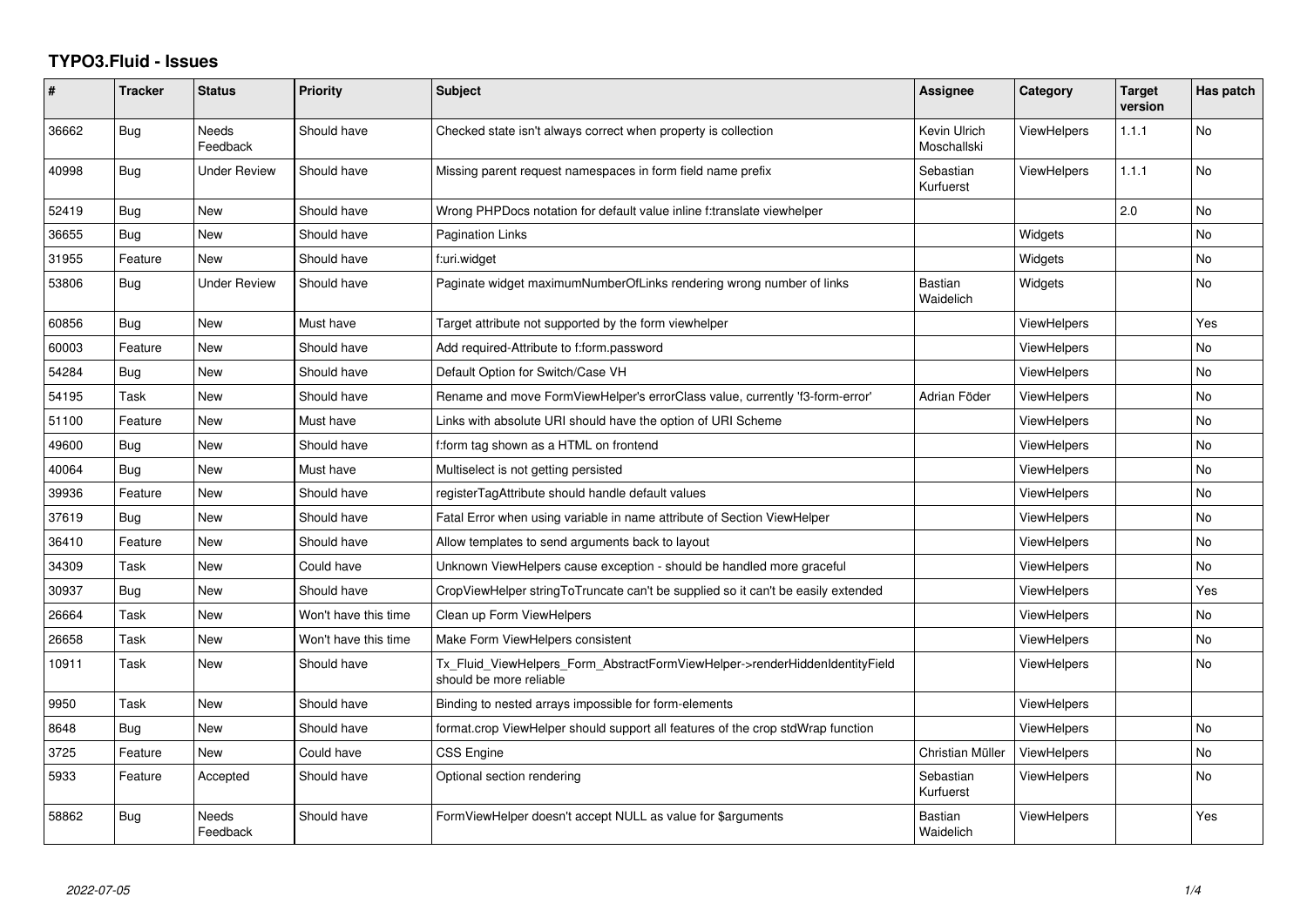# TYPO3.Fluid - Issues

| # | Tracker | Status | Priority | Subject | Assignee | Category | Target version | Has patch |
|---|---|---|---|---|---|---|---|---|
| 36662 | Bug | Needs Feedback | Should have | Checked state isn't always correct when property is collection | Kevin Ulrich Moschallski | ViewHelpers | 1.1.1 | No |
| 40998 | Bug | Under Review | Should have | Missing parent request namespaces in form field name prefix | Sebastian Kurfuerst | ViewHelpers | 1.1.1 | No |
| 52419 | Bug | New | Should have | Wrong PHPDocs notation for default value inline f:translate viewhelper | | | 2.0 | No |
| 36655 | Bug | New | Should have | Pagination Links | | Widgets | | No |
| 31955 | Feature | New | Should have | f:uri.widget | | Widgets | | No |
| 53806 | Bug | Under Review | Should have | Paginate widget maximumNumberOfLinks rendering wrong number of links | Bastian Waidelich | Widgets | | No |
| 60856 | Bug | New | Must have | Target attribute not supported by the form viewhelper | | ViewHelpers | | Yes |
| 60003 | Feature | New | Should have | Add required-Attribute to f:form.password | | ViewHelpers | | No |
| 54284 | Bug | New | Should have | Default Option for Switch/Case VH | | ViewHelpers | | No |
| 54195 | Task | New | Should have | Rename and move FormViewHelper's errorClass value, currently 'f3-form-error' | Adrian Föder | ViewHelpers | | No |
| 51100 | Feature | New | Must have | Links with absolute URI should have the option of URI Scheme | | ViewHelpers | | No |
| 49600 | Bug | New | Should have | f:form tag shown as a HTML on frontend | | ViewHelpers | | No |
| 40064 | Bug | New | Must have | Multiselect is not getting persisted | | ViewHelpers | | No |
| 39936 | Feature | New | Should have | registerTagAttribute should handle default values | | ViewHelpers | | No |
| 37619 | Bug | New | Should have | Fatal Error when using variable in name attribute of Section ViewHelper | | ViewHelpers | | No |
| 36410 | Feature | New | Should have | Allow templates to send arguments back to layout | | ViewHelpers | | No |
| 34309 | Task | New | Could have | Unknown ViewHelpers cause exception - should be handled more graceful | | ViewHelpers | | No |
| 30937 | Bug | New | Should have | CropViewHelper stringToTruncate can't be supplied so it can't be easily extended | | ViewHelpers | | Yes |
| 26664 | Task | New | Won't have this time | Clean up Form ViewHelpers | | ViewHelpers | | No |
| 26658 | Task | New | Won't have this time | Make Form ViewHelpers consistent | | ViewHelpers | | No |
| 10911 | Task | New | Should have | Tx_Fluid_ViewHelpers_Form_AbstractFormViewHelper->renderHiddenIdentityField should be more reliable | | ViewHelpers | | No |
| 9950 | Task | New | Should have | Binding to nested arrays impossible for form-elements | | ViewHelpers | | |
| 8648 | Bug | New | Should have | format.crop ViewHelper should support all features of the crop stdWrap function | | ViewHelpers | | No |
| 3725 | Feature | New | Could have | CSS Engine | Christian Müller | ViewHelpers | | No |
| 5933 | Feature | Accepted | Should have | Optional section rendering | Sebastian Kurfuerst | ViewHelpers | | No |
| 58862 | Bug | Needs Feedback | Should have | FormViewHelper doesn't accept NULL as value for $arguments | Bastian Waidelich | ViewHelpers | | Yes |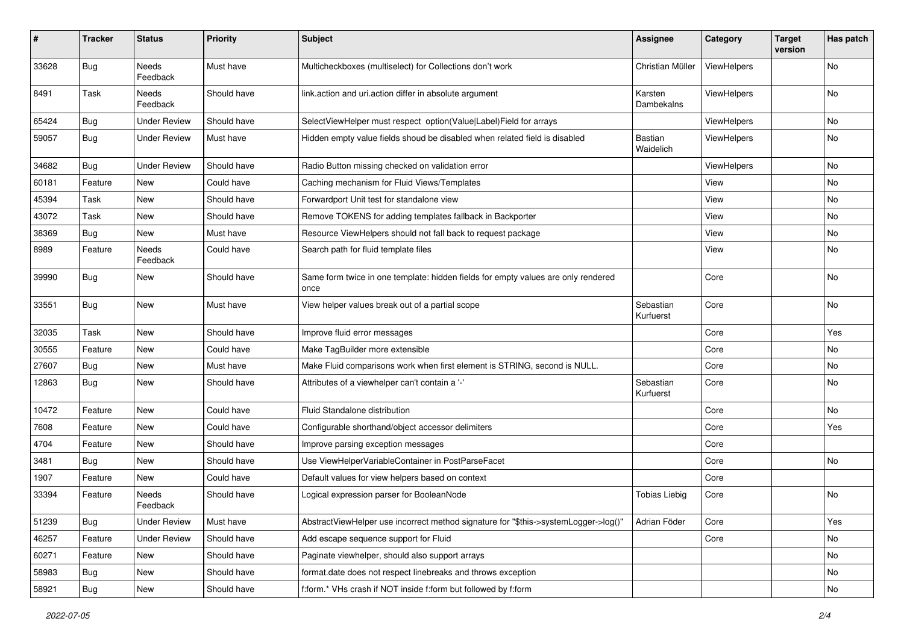| # | Tracker | Status | Priority | Subject | Assignee | Category | Target version | Has patch |
|---|---|---|---|---|---|---|---|---|
| 33628 | Bug | Needs Feedback | Must have | Multicheckboxes (multiselect) for Collections don't work | Christian Müller | ViewHelpers | | No |
| 8491 | Task | Needs Feedback | Should have | link.action and uri.action differ in absolute argument | Karsten Dambekalns | ViewHelpers | | No |
| 65424 | Bug | Under Review | Should have | SelectViewHelper must respect option(Value\|Label)Field for arrays | | ViewHelpers | | No |
| 59057 | Bug | Under Review | Must have | Hidden empty value fields shoud be disabled when related field is disabled | Bastian Waidelich | ViewHelpers | | No |
| 34682 | Bug | Under Review | Should have | Radio Button missing checked on validation error | | ViewHelpers | | No |
| 60181 | Feature | New | Could have | Caching mechanism for Fluid Views/Templates | | View | | No |
| 45394 | Task | New | Should have | Forwardport Unit test for standalone view | | View | | No |
| 43072 | Task | New | Should have | Remove TOKENS for adding templates fallback in Backporter | | View | | No |
| 38369 | Bug | New | Must have | Resource ViewHelpers should not fall back to request package | | View | | No |
| 8989 | Feature | Needs Feedback | Could have | Search path for fluid template files | | View | | No |
| 39990 | Bug | New | Should have | Same form twice in one template: hidden fields for empty values are only rendered once | | Core | | No |
| 33551 | Bug | New | Must have | View helper values break out of a partial scope | Sebastian Kurfuerst | Core | | No |
| 32035 | Task | New | Should have | Improve fluid error messages | | Core | | Yes |
| 30555 | Feature | New | Could have | Make TagBuilder more extensible | | Core | | No |
| 27607 | Bug | New | Must have | Make Fluid comparisons work when first element is STRING, second is NULL. | | Core | | No |
| 12863 | Bug | New | Should have | Attributes of a viewhelper can't contain a '-' | Sebastian Kurfuerst | Core | | No |
| 10472 | Feature | New | Could have | Fluid Standalone distribution | | Core | | No |
| 7608 | Feature | New | Could have | Configurable shorthand/object accessor delimiters | | Core | | Yes |
| 4704 | Feature | New | Should have | Improve parsing exception messages | | Core | | |
| 3481 | Bug | New | Should have | Use ViewHelperVariableContainer in PostParseFacet | | Core | | No |
| 1907 | Feature | New | Could have | Default values for view helpers based on context | | Core | | |
| 33394 | Feature | Needs Feedback | Should have | Logical expression parser for BooleanNode | Tobias Liebig | Core | | No |
| 51239 | Bug | Under Review | Must have | AbstractViewHelper use incorrect method signature for "$this->systemLogger->log()" | Adrian Föder | Core | | Yes |
| 46257 | Feature | Under Review | Should have | Add escape sequence support for Fluid | | Core | | No |
| 60271 | Feature | New | Should have | Paginate viewhelper, should also support arrays | | | | No |
| 58983 | Bug | New | Should have | format.date does not respect linebreaks and throws exception | | | | No |
| 58921 | Bug | New | Should have | f:form.* VHs crash if NOT inside f:form but followed by f:form | | | | No |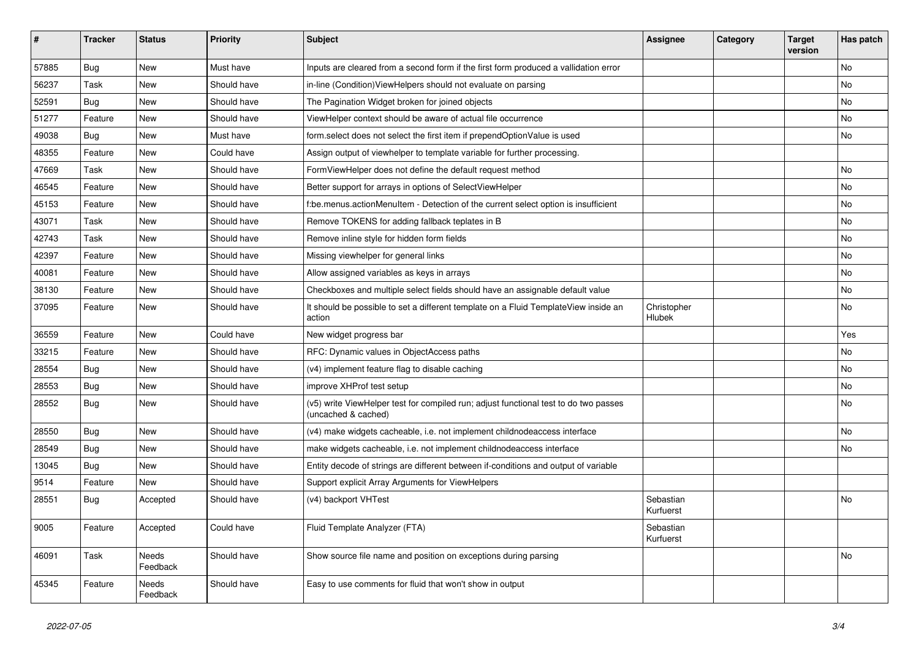| # | Tracker | Status | Priority | Subject | Assignee | Category | Target version | Has patch |
|---|---|---|---|---|---|---|---|---|
| 57885 | Bug | New | Must have | Inputs are cleared from a second form if the first form produced a vallidation error | | | | No |
| 56237 | Task | New | Should have | in-line (Condition)ViewHelpers should not evaluate on parsing | | | | No |
| 52591 | Bug | New | Should have | The Pagination Widget broken for joined objects | | | | No |
| 51277 | Feature | New | Should have | ViewHelper context should be aware of actual file occurrence | | | | No |
| 49038 | Bug | New | Must have | form.select does not select the first item if prependOptionValue is used | | | | No |
| 48355 | Feature | New | Could have | Assign output of viewhelper to template variable for further processing. | | | | |
| 47669 | Task | New | Should have | FormViewHelper does not define the default request method | | | | No |
| 46545 | Feature | New | Should have | Better support for arrays in options of SelectViewHelper | | | | No |
| 45153 | Feature | New | Should have | f:be.menus.actionMenuItem - Detection of the current select option is insufficient | | | | No |
| 43071 | Task | New | Should have | Remove TOKENS for adding fallback teplates in B | | | | No |
| 42743 | Task | New | Should have | Remove inline style for hidden form fields | | | | No |
| 42397 | Feature | New | Should have | Missing viewhelper for general links | | | | No |
| 40081 | Feature | New | Should have | Allow assigned variables as keys in arrays | | | | No |
| 38130 | Feature | New | Should have | Checkboxes and multiple select fields should have an assignable default value | | | | No |
| 37095 | Feature | New | Should have | It should be possible to set a different template on a Fluid TemplateView inside an action | Christopher Hlubek | | | No |
| 36559 | Feature | New | Could have | New widget progress bar | | | | Yes |
| 33215 | Feature | New | Should have | RFC: Dynamic values in ObjectAccess paths | | | | No |
| 28554 | Bug | New | Should have | (v4) implement feature flag to disable caching | | | | No |
| 28553 | Bug | New | Should have | improve XHProf test setup | | | | No |
| 28552 | Bug | New | Should have | (v5) write ViewHelper test for compiled run; adjust functional test to do two passes (uncached & cached) | | | | No |
| 28550 | Bug | New | Should have | (v4) make widgets cacheable, i.e. not implement childnodeaccess interface | | | | No |
| 28549 | Bug | New | Should have | make widgets cacheable, i.e. not implement childnodeaccess interface | | | | No |
| 13045 | Bug | New | Should have | Entity decode of strings are different between if-conditions and output of variable | | | | |
| 9514 | Feature | New | Should have | Support explicit Array Arguments for ViewHelpers | | | | |
| 28551 | Bug | Accepted | Should have | (v4) backport VHTest | Sebastian Kurfuerst | | | No |
| 9005 | Feature | Accepted | Could have | Fluid Template Analyzer (FTA) | Sebastian Kurfuerst | | | |
| 46091 | Task | Needs Feedback | Should have | Show source file name and position on exceptions during parsing | | | | No |
| 45345 | Feature | Needs Feedback | Should have | Easy to use comments for fluid that won't show in output | | | | |

2022-07-05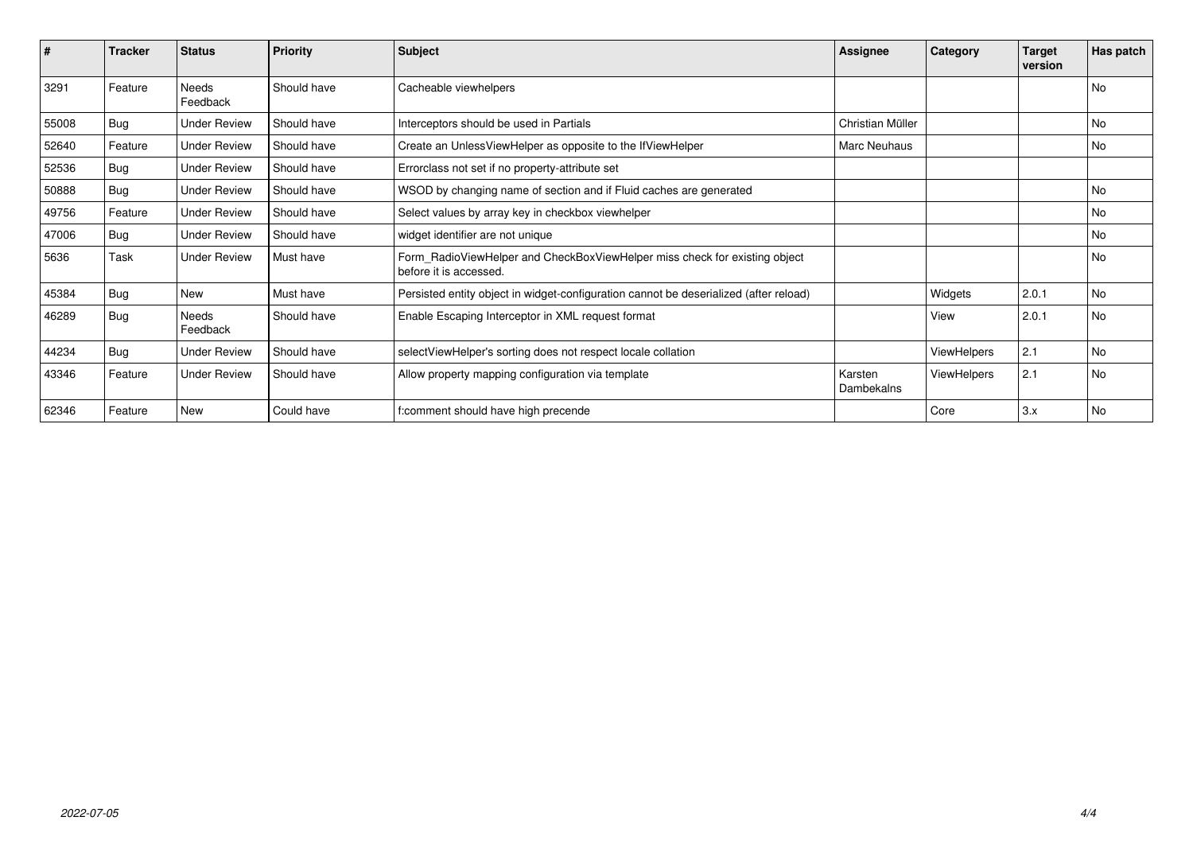| # | Tracker | Status | Priority | Subject | Assignee | Category | Target version | Has patch |
|---|---|---|---|---|---|---|---|---|
| 3291 | Feature | Needs Feedback | Should have | Cacheable viewhelpers | | | | No |
| 55008 | Bug | Under Review | Should have | Interceptors should be used in Partials | Christian Müller | | | No |
| 52640 | Feature | Under Review | Should have | Create an UnlessViewHelper as opposite to the IfViewHelper | Marc Neuhaus | | | No |
| 52536 | Bug | Under Review | Should have | Errorclass not set if no property-attribute set | | | | |
| 50888 | Bug | Under Review | Should have | WSOD by changing name of section and if Fluid caches are generated | | | | No |
| 49756 | Feature | Under Review | Should have | Select values by array key in checkbox viewhelper | | | | No |
| 47006 | Bug | Under Review | Should have | widget identifier are not unique | | | | No |
| 5636 | Task | Under Review | Must have | Form_RadioViewHelper and CheckBoxViewHelper miss check for existing object before it is accessed. | | | | No |
| 45384 | Bug | New | Must have | Persisted entity object in widget-configuration cannot be deserialized (after reload) | | Widgets | 2.0.1 | No |
| 46289 | Bug | Needs Feedback | Should have | Enable Escaping Interceptor in XML request format | | View | 2.0.1 | No |
| 44234 | Bug | Under Review | Should have | selectViewHelper's sorting does not respect locale collation | | ViewHelpers | 2.1 | No |
| 43346 | Feature | Under Review | Should have | Allow property mapping configuration via template | Karsten Dambekalns | ViewHelpers | 2.1 | No |
| 62346 | Feature | New | Could have | f:comment should have high precende | | Core | 3.x | No |

*2022-07-05*